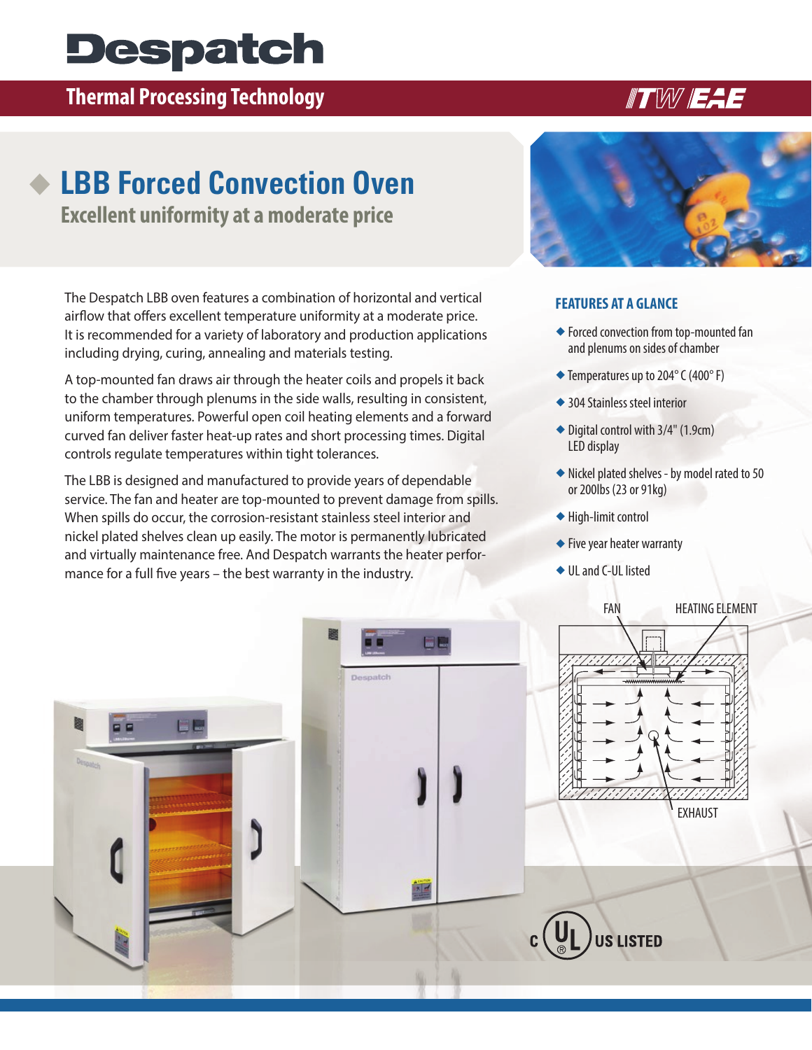# Despatch

**Thermal Processing Technology**

ITW EAE

## LBB Forced Convection Oven

### Excellent uniformity at a moderate price

The Despatch LBB oven features a combination of horizontal and vertical airflow that offers excellent temperature uniformity at a moderate price. It is recommended for a variety of laboratory and production applications including drying, curing, annealing and materials testing.

A top-mounted fan draws air through the heater coils and propels it back to the chamber through plenums in the side walls, resulting in consistent, uniform temperatures. Powerful open coil heating elements and a forward curved fan deliver faster heat-up rates and short processing times. Digital controls regulate temperatures within tight tolerances.

The LBB is designed and manufactured to provide years of dependable service. The fan and heater are top-mounted to prevent damage from spills. When spills do occur, the corrosion-resistant stainless steel interior and nickel plated shelves clean up easily. The motor is permanently lubricated and virtually maintenance free. And Despatch warrants the heater performance for a full five years – the best warranty in the industry.

### FEATURES AT A GLANCE

- Forced convection from top-mounted fan and plenums on sides of chamber
- Temperatures up to 204° C (400° F)
- 304 Stainless steel interior
- Digital control with 3/4" (1.9cm) LED display
- Nickel plated shelves - by model rated to 50 or 200lbs (23 or 91kg)
- High-limit control
- Five year heater warranty
- UL and C-UL listed

FAN HEATING ELEMENT

EXHAUST

C UL US LISTED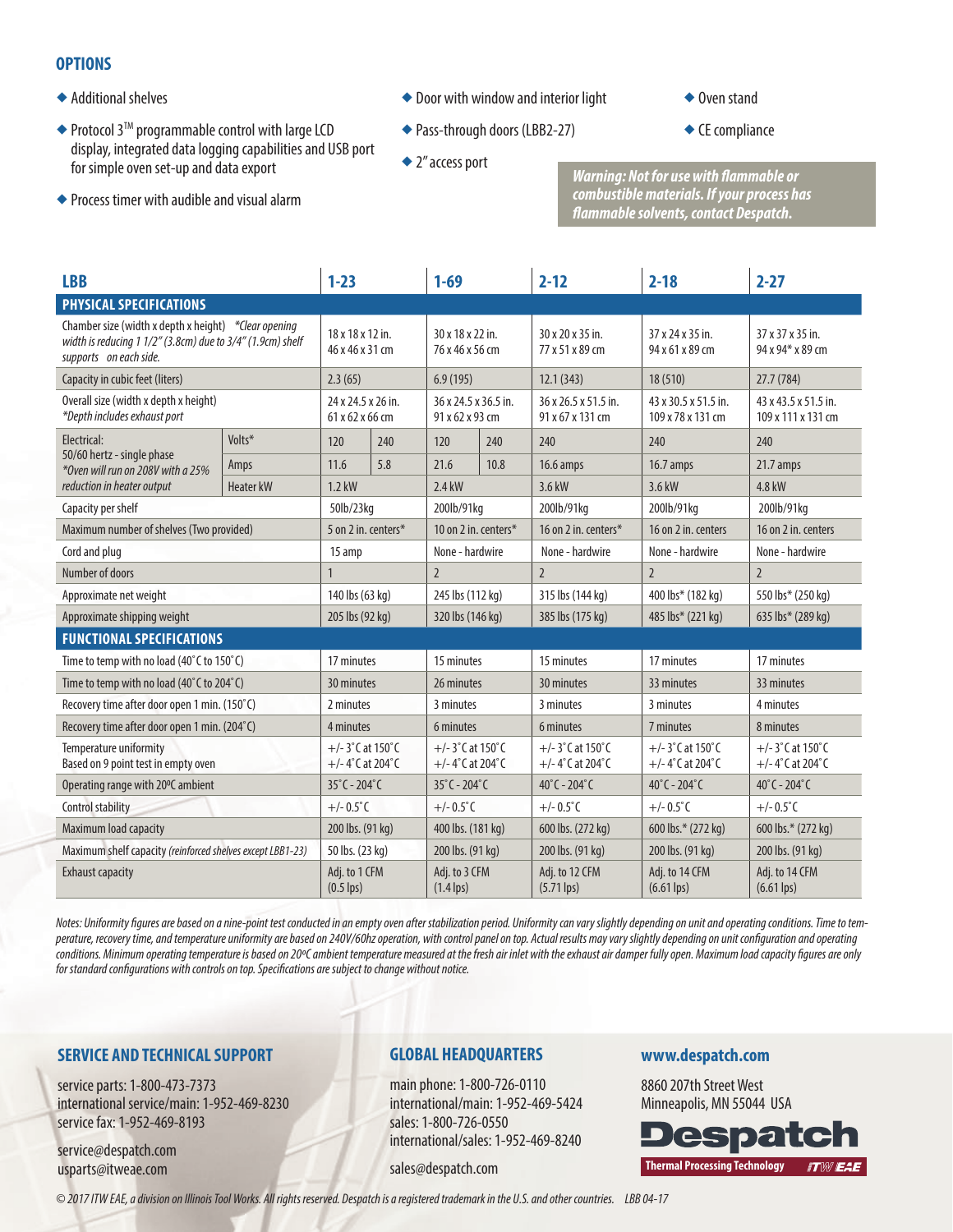## OPTIONS

- Additional shelves
- Protocol 3™ programmable control with large LCD display, integrated data logging capabilities and USB port for simple oven set-up and data export
- Process timer with audible and visual alarm
- Door with window and interior light
- Pass-through doors (LBB2-27)
- 2" access port
- Oven stand
- CE compliance

***Warning: Not for use with flammable or combustible materials. If your process has flammable solvents, contact Despatch.***

| LBB | | 1-23 | | 1-69 | | 2-12 | 2-18 | 2-27 |
|---|---|---|---|---|---|---|---|---|
| **PHYSICAL SPECIFICATIONS** | | | | | | | | |
| Chamber size (width x depth x height) *\*Clear opening width is reducing 1 1/2" (3.8cm) due to 3/4" (1.9cm) shelf supports on each side.* | | 18 x 18 x 12 in. 46 x 46 x 31 cm | | 30 x 18 x 22 in. 76 x 46 x 56 cm | | 30 x 20 x 35 in. 77 x 51 x 89 cm | 37 x 24 x 35 in. 94 x 61 x 89 cm | 37 x 37 x 35 in. 94 x 94* x 89 cm |
| Capacity in cubic feet (liters) | | 2.3 (65) | | 6.9 (195) | | 12.1 (343) | 18 (510) | 27.7 (784) |
| Overall size (width x depth x height) *\*Depth includes exhaust port* | | 24 x 24.5 x 26 in. 61 x 62 x 66 cm | | 36 x 24.5 x 36.5 in. 91 x 62 x 93 cm | | 36 x 26.5 x 51.5 in. 91 x 67 x 131 cm | 43 x 30.5 x 51.5 in. 109 x 78 x 131 cm | 43 x 43.5 x 51.5 in. 109 x 111 x 131 cm |
| Electrical: 50/60 hertz - single phase *\*Oven will run on 208V with a 25% reduction in heater output* | Volts* | 120 | 240 | 120 | 240 | 240 | 240 | 240 |
| | Amps | 11.6 | 5.8 | 21.6 | 10.8 | 16.6 amps | 16.7 amps | 21.7 amps |
| | Heater kW | 1.2 kW | | 2.4 kW | | 3.6 kW | 3.6 kW | 4.8 kW |
| Capacity per shelf | | 50lb/23kg | | 200lb/91kg | | 200lb/91kg | 200lb/91kg | 200lb/91kg |
| Maximum number of shelves (Two provided) | | 5 on 2 in. centers* | | 10 on 2 in. centers* | | 16 on 2 in. centers* | 16 on 2 in. centers | 16 on 2 in. centers |
| Cord and plug | | 15 amp | | None - hardwire | | None - hardwire | None - hardwire | None - hardwire |
| Number of doors | | 1 | | 2 | | 2 | 2 | 2 |
| Approximate net weight | | 140 lbs (63 kg) | | 245 lbs (112 kg) | | 315 lbs (144 kg) | 400 lbs* (182 kg) | 550 lbs* (250 kg) |
| Approximate shipping weight | | 205 lbs (92 kg) | | 320 lbs (146 kg) | | 385 lbs (175 kg) | 485 lbs* (221 kg) | 635 lbs* (289 kg) |
| **FUNCTIONAL SPECIFICATIONS** | | | | | | | | |
| Time to temp with no load (40˚C to 150˚C) | | 17 minutes | | 15 minutes | | 15 minutes | 17 minutes | 17 minutes |
| Time to temp with no load (40˚C to 204˚C) | | 30 minutes | | 26 minutes | | 30 minutes | 33 minutes | 33 minutes |
| Recovery time after door open 1 min. (150˚C) | | 2 minutes | | 3 minutes | | 3 minutes | 3 minutes | 4 minutes |
| Recovery time after door open 1 min. (204˚C) | | 4 minutes | | 6 minutes | | 6 minutes | 7 minutes | 8 minutes |
| Temperature uniformity Based on 9 point test in empty oven | | +/- 3˚C at 150˚C +/- 4˚C at 204˚C | | +/- 3˚C at 150˚C +/- 4˚C at 204˚C | | +/- 3˚C at 150˚C +/- 4˚C at 204˚C | +/- 3˚C at 150˚C +/- 4˚C at 204˚C | +/- 3˚C at 150˚C +/- 4˚C at 204˚C |
| Operating range with 20ºC ambient | | 35˚C - 204˚C | | 35˚C - 204˚C | | 40˚C - 204˚C | 40˚C - 204˚C | 40˚C - 204˚C |
| Control stability | | +/- 0.5˚C | | +/- 0.5˚C | | +/- 0.5˚C | +/- 0.5˚C | +/- 0.5˚C |
| Maximum load capacity | | 200 lbs. (91 kg) | | 400 lbs. (181 kg) | | 600 lbs. (272 kg) | 600 lbs.* (272 kg) | 600 lbs.* (272 kg) |
| Maximum shelf capacity *(reinforced shelves except LBB1-23)* | | 50 lbs. (23 kg) | | 200 lbs. (91 kg) | | 200 lbs. (91 kg) | 200 lbs. (91 kg) | 200 lbs. (91 kg) |
| Exhaust capacity | | Adj. to 1 CFM (0.5 lps) | | Adj. to 3 CFM (1.4 lps) | | Adj. to 12 CFM (5.71 lps) | Adj. to 14 CFM (6.61 lps) | Adj. to 14 CFM (6.61 lps) |

*Notes: Uniformity figures are based on a nine-point test conducted in an empty oven after stabilization period. Uniformity can vary slightly depending on unit and operating conditions. Time to temperature, recovery time, and temperature uniformity are based on 240V/60hz operation, with control panel on top. Actual results may vary slightly depending on unit configuration and operating conditions. Minimum operating temperature is based on 20ºC ambient temperature measured at the fresh air inlet with the exhaust air damper fully open. Maximum load capacity figures are only for standard configurations with controls on top. Specifications are subject to change without notice.*

### SERVICE AND TECHNICAL SUPPORT

service parts: 1-800-473-7373
international service/main: 1-952-469-8230
service fax: 1-952-469-8193

service@despatch.com
usparts@itweae.com

### GLOBAL HEADQUARTERS

main phone: 1-800-726-0110
international/main: 1-952-469-5424
sales: 1-800-726-0550
international/sales: 1-952-469-8240

sales@despatch.com

### www.despatch.com

8860 207th Street West
Minneapolis, MN 55044 USA

**Despatch**
Thermal Processing Technology ITW EAE

*© 2017 ITW EAE, a division on Illinois Tool Works. All rights reserved. Despatch is a registered trademark in the U.S. and other countries. LBB 04-17*